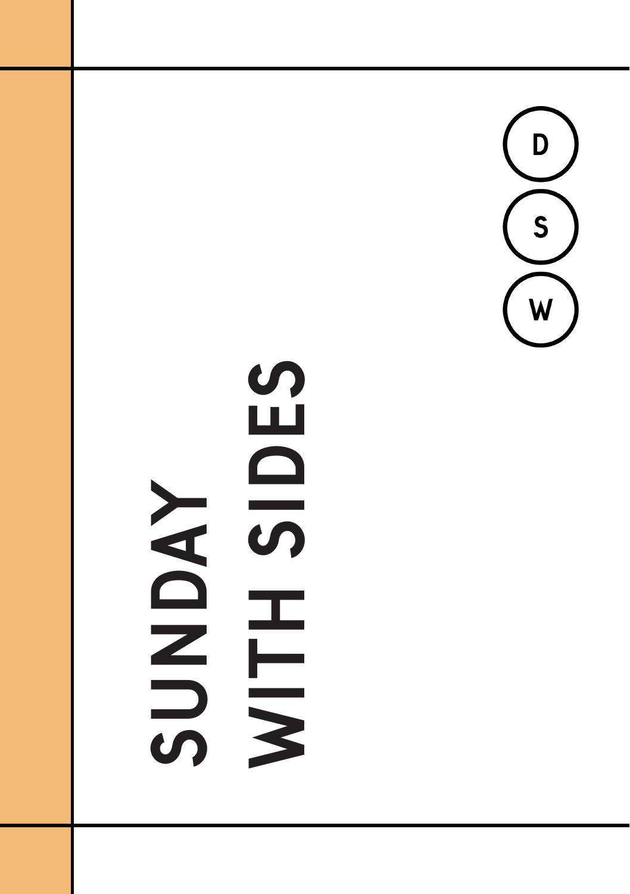# SUNDAY WITH SIDES

D

S

W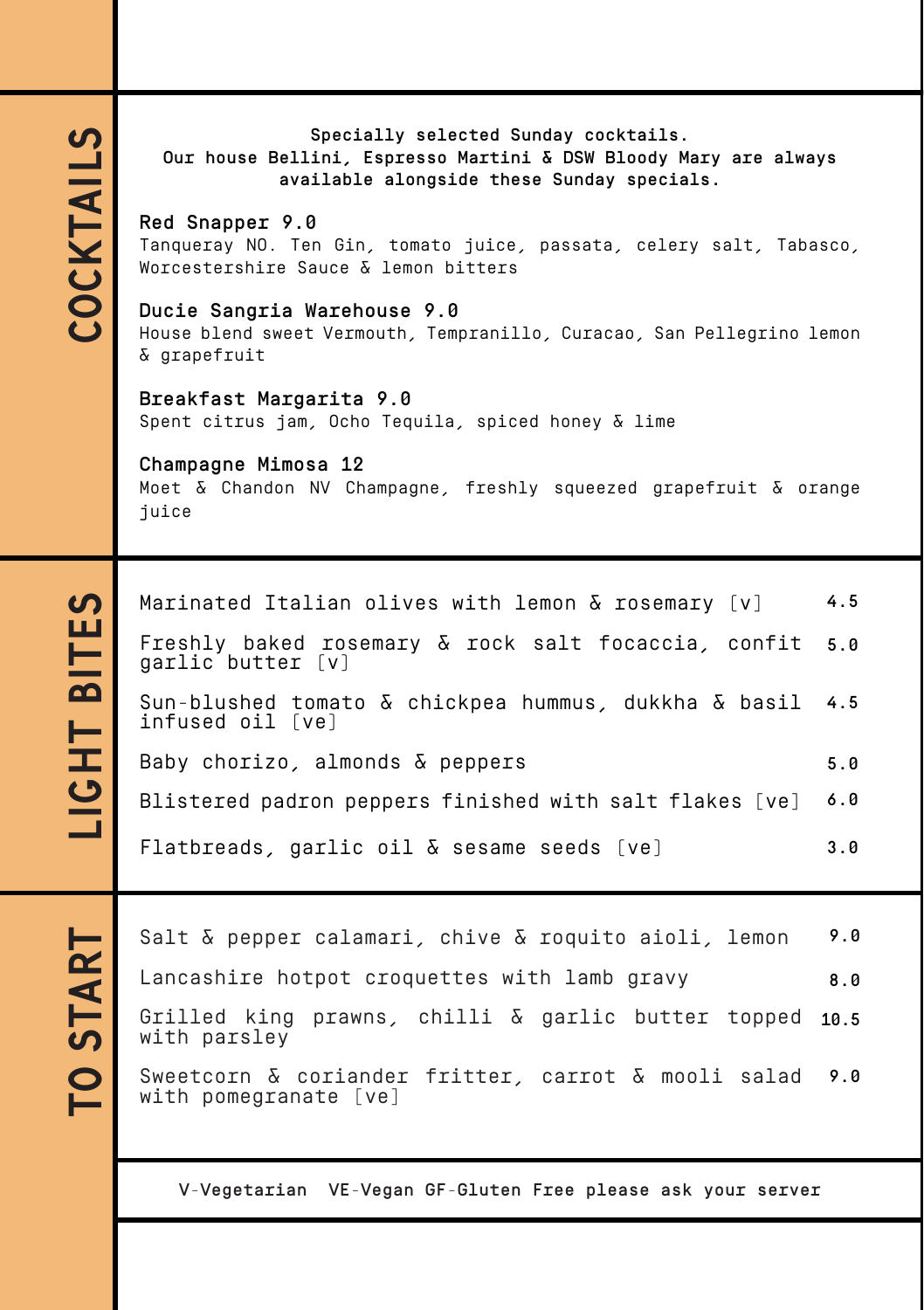## COCKTAILS

**Specially selected Sunday cocktails.**
**Our house Bellini, Espresso Martini & DSW Bloody Mary are always available alongside these Sunday specials.**

**Red Snapper 9.0**
Tanqueray NO. Ten Gin, tomato juice, passata, celery salt, Tabasco, Worcestershire Sauce & lemon bitters

**Ducie Sangria Warehouse 9.0**
House blend sweet Vermouth, Tempranillo, Curacao, San Pellegrino lemon & grapefruit

**Breakfast Margarita 9.0**
Spent citrus jam, Ocho Tequila, spiced honey & lime

**Champagne Mimosa 12**
Moet & Chandon NV Champagne, freshly squeezed grapefruit & orange juice

## LIGHT BITES

| Item | Price |
|---|---|
| Marinated Italian olives with lemon & rosemary [v] | 4.5 |
| Freshly baked rosemary & rock salt focaccia, confit garlic butter [v] | 5.0 |
| Sun-blushed tomato & chickpea hummus, dukkha & basil infused oil [ve] | 4.5 |
| Baby chorizo, almonds & peppers | 5.0 |
| Blistered padron peppers finished with salt flakes [ve] | 6.0 |
| Flatbreads, garlic oil & sesame seeds [ve] | 3.0 |

## TO START

| Item | Price |
|---|---|
| Salt & pepper calamari, chive & roquito aioli, lemon | 9.0 |
| Lancashire hotpot croquettes with lamb gravy | 8.0 |
| Grilled king prawns, chilli & garlic butter topped with parsley | 10.5 |
| Sweetcorn & coriander fritter, carrot & mooli salad with pomegranate [ve] | 9.0 |

V-Vegetarian VE-Vegan GF-Gluten Free please ask your server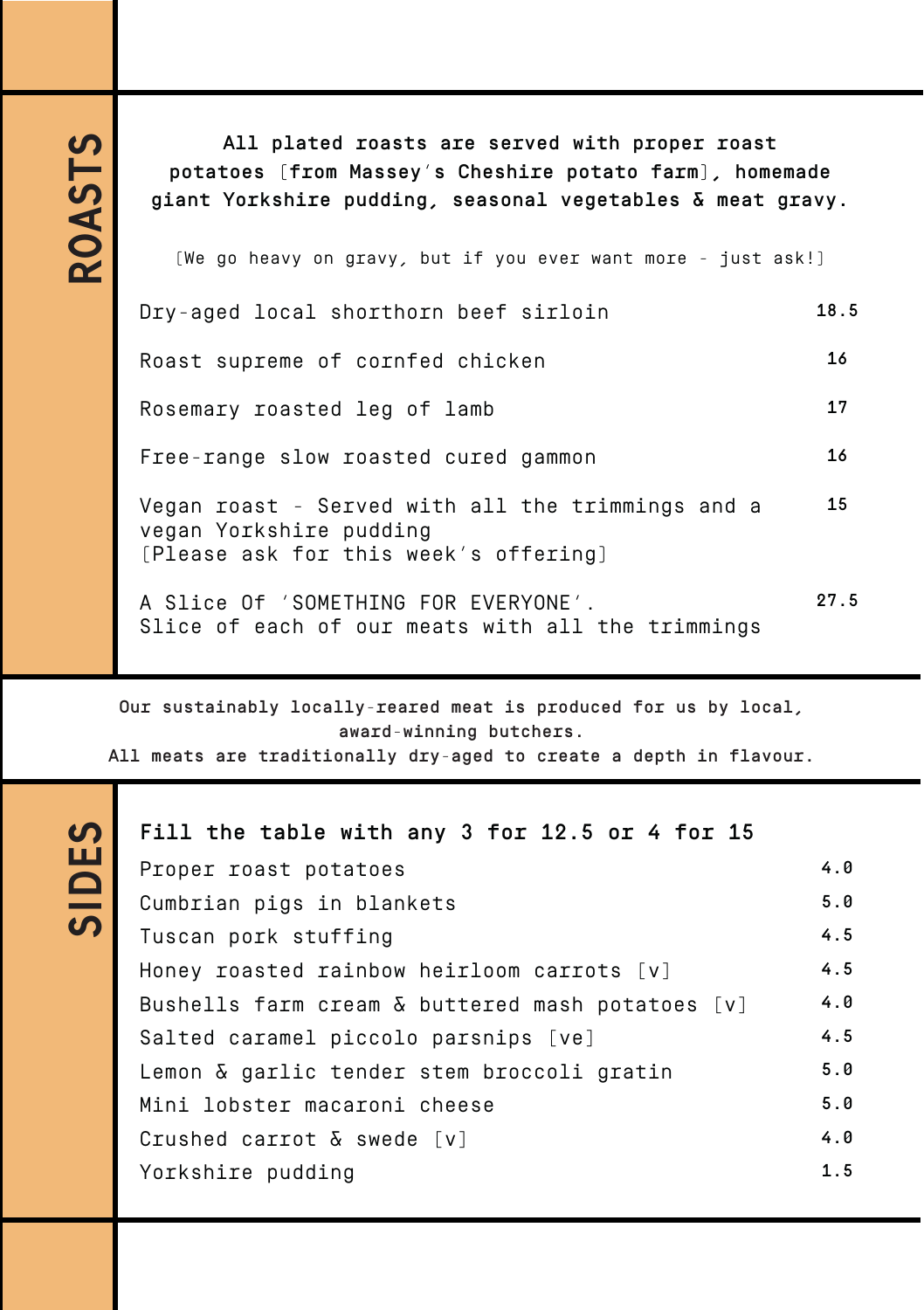# ROASTS

**All plated roasts are served with proper roast potatoes [from Massey's Cheshire potato farm], homemade giant Yorkshire pudding, seasonal vegetables & meat gravy.**

[We go heavy on gravy, but if you ever want more - just ask!]

| | |
|---|---|
| Dry-aged local shorthorn beef sirloin | 18.5 |
| Roast supreme of cornfed chicken | 16 |
| Rosemary roasted leg of lamb | 17 |
| Free-range slow roasted cured gammon | 16 |
| Vegan roast - Served with all the trimmings and a vegan Yorkshire pudding [Please ask for this week's offering] | 15 |
| A Slice Of 'SOMETHING FOR EVERYONE'. Slice of each of our meats with all the trimmings | 27.5 |

**Our sustainably locally-reared meat is produced for us by local, award-winning butchers.**
**All meats are traditionally dry-aged to create a depth in flavour.**

# SIDES

**Fill the table with any 3 for 12.5 or 4 for 15**

| | |
|---|---|
| Proper roast potatoes | 4.0 |
| Cumbrian pigs in blankets | 5.0 |
| Tuscan pork stuffing | 4.5 |
| Honey roasted rainbow heirloom carrots [v] | 4.5 |
| Bushells farm cream & buttered mash potatoes [v] | 4.0 |
| Salted caramel piccolo parsnips [ve] | 4.5 |
| Lemon & garlic tender stem broccoli gratin | 5.0 |
| Mini lobster macaroni cheese | 5.0 |
| Crushed carrot & swede [v] | 4.0 |
| Yorkshire pudding | 1.5 |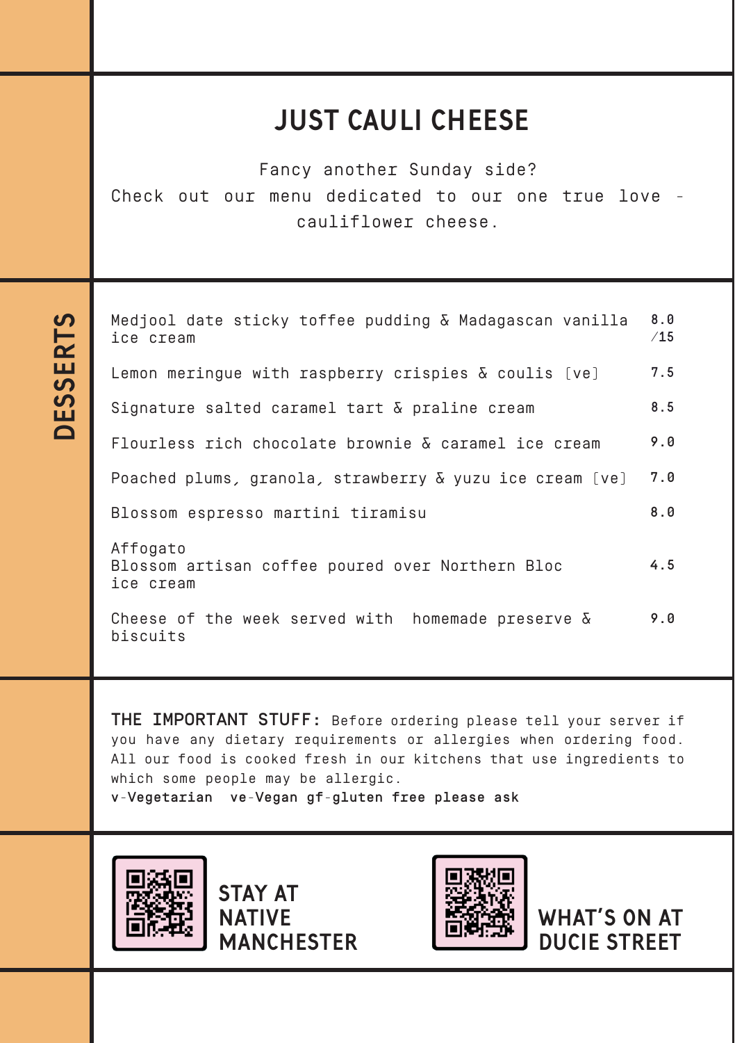## JUST CAULI CHEESE

Fancy another Sunday side?
Check out our menu dedicated to our one true love – cauliflower cheese.

## DESSERTS

| Item | Price |
|---|---|
| Medjool date sticky toffee pudding & Madagascan vanilla ice cream | 8.0 /15 |
| Lemon meringue with raspberry crispies & coulis [ve] | 7.5 |
| Signature salted caramel tart & praline cream | 8.5 |
| Flourless rich chocolate brownie & caramel ice cream | 9.0 |
| Poached plums, granola, strawberry & yuzu ice cream [ve] | 7.0 |
| Blossom espresso martini tiramisu | 8.0 |
| Affogato<br>Blossom artisan coffee poured over Northern Bloc ice cream | 4.5 |
| Cheese of the week served with homemade preserve & biscuits | 9.0 |

**THE IMPORTANT STUFF:** Before ordering please tell your server if you have any dietary requirements or allergies when ordering food. All our food is cooked fresh in our kitchens that use ingredients to which some people may be allergic.
v-**Vegetarian** ve-**Vegan gf-gluten free please ask**

**STAY AT NATIVE MANCHESTER**

**WHAT'S ON AT DUCIE STREET**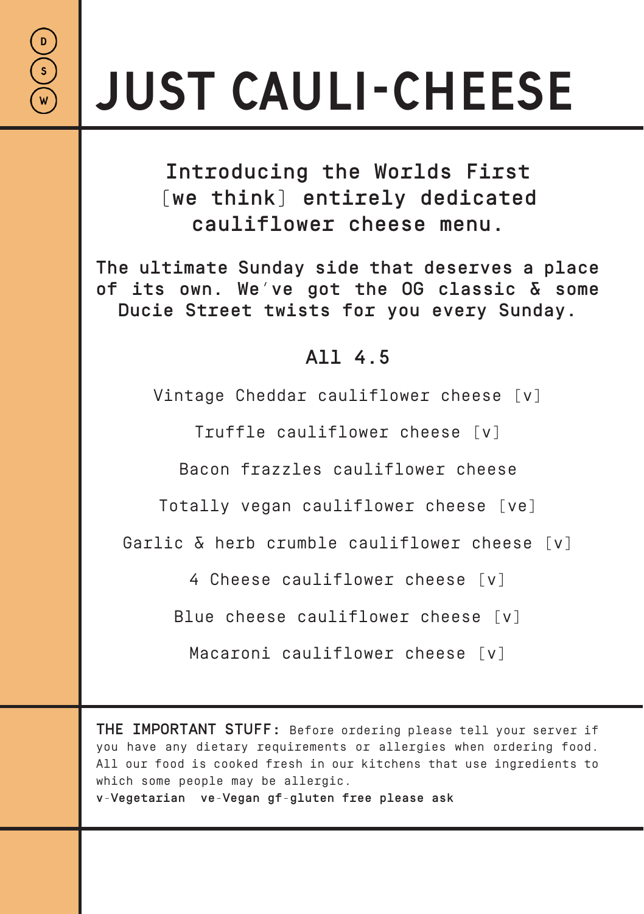D S W

# JUST CAULI-CHEESE

**Introducing the Worlds First [we think] entirely dedicated cauliflower cheese menu.**

**The ultimate Sunday side that deserves a place of its own. We've got the OG classic & some Ducie Street twists for you every Sunday.**

**All 4.5**

Vintage Cheddar cauliflower cheese [v]

Truffle cauliflower cheese [v]

Bacon frazzles cauliflower cheese

Totally vegan cauliflower cheese [ve]

Garlic & herb crumble cauliflower cheese [v]

4 Cheese cauliflower cheese [v]

Blue cheese cauliflower cheese [v]

Macaroni cauliflower cheese [v]

**THE IMPORTANT STUFF:** Before ordering please tell your server if you have any dietary requirements or allergies when ordering food. All our food is cooked fresh in our kitchens that use ingredients to which some people may be allergic.

v-**Vegetarian** ve-**Vegan gf-gluten free please ask**